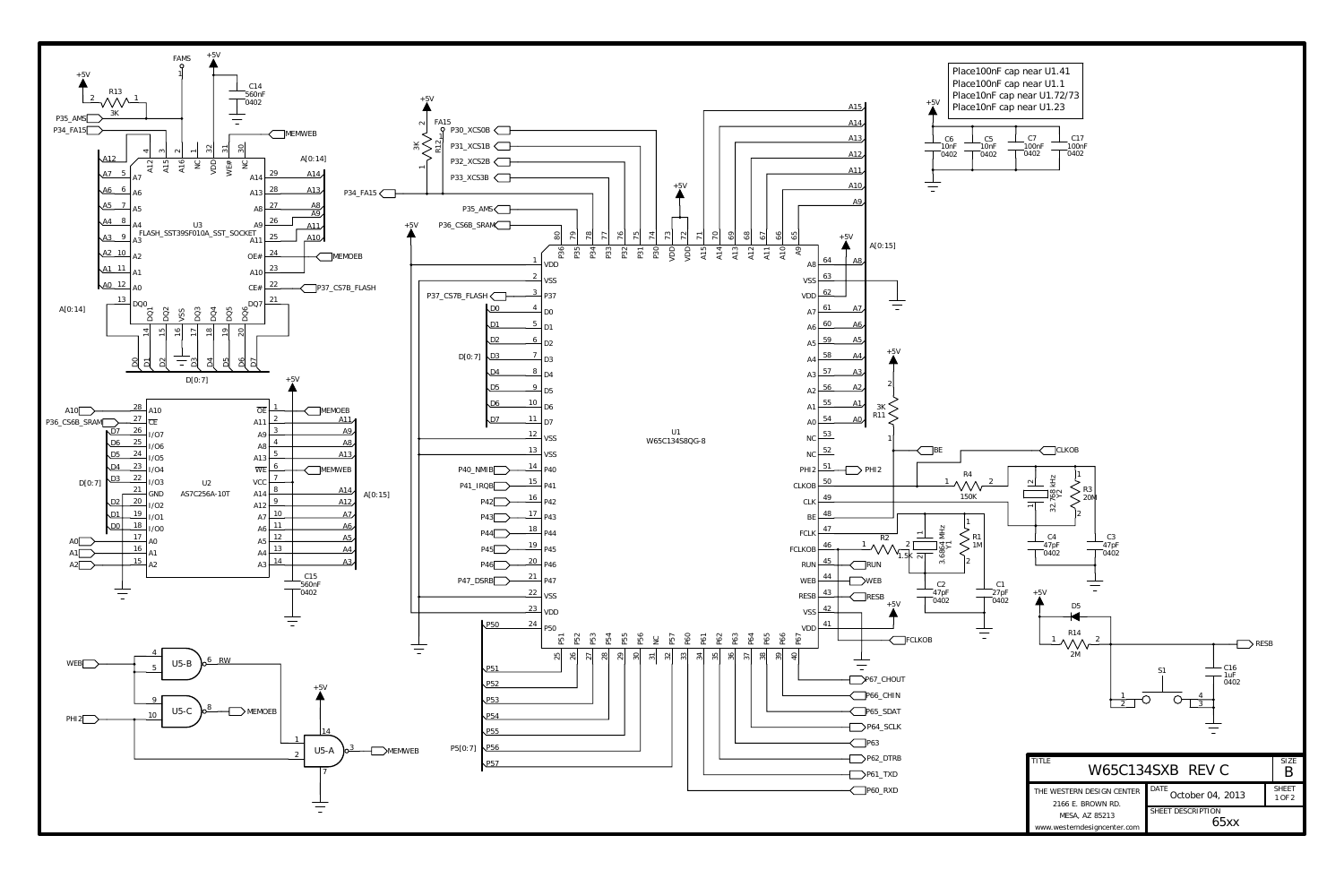Place100nF cap near U1.41
Place100nF cap near U1.1
Place10nF cap near U1.72/73
Place10nF cap near U1.23

| TITLE | W65C134SXB REV C | SIZE B |
| --- | --- | --- |
| THE WESTERN DESIGN CENTER 2166 E. BROWN RD. MESA, AZ 85213 www.westerndesigncenter.com | DATE October 04, 2013 | SHEET 1 OF 2 |
| | SHEET DESCRIPTION 65xx | |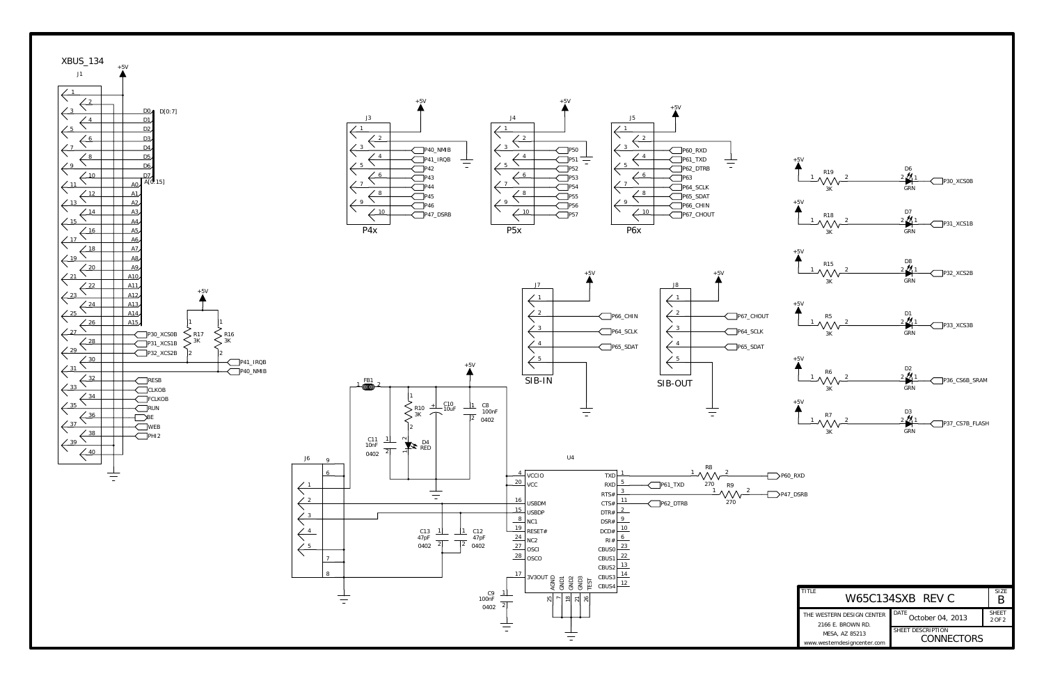XBUS_134

J1

+5V

D[0:7]

D0 D1 D2 D3 D4 D5 D6 D7

A[0:15]

A0 A1 A2 A3 A4 A5 A6 A7 A8 A9 A10 A11 A12 A13 A14 A15

P30_XCS0B
P31_XCS1B
P32_XCS2B

R17 3K
R16 3K

P41_IRQB
P40_NMIB

RESB
CLKOB
FCLKOB
RUN
BE
WEB
PHI2

J3

P40_NMIB
P41_IRQB
P42
P43
P44
P45
P46
P47_DSRB

P4x

J4

P50
P51
P52
P53
P54
P55
P56
P57

P5x

J5

P60_RXD
P61_TXD
P62_DTRB
P63
P64_SCLK
P65_SDAT
P66_CHIN
P67_CHOUT

P6x

J7

P66_CHIN
P64_SCLK
P65_SDAT

SIB-IN

J8

P67_CHOUT
P64_SCLK
P65_SDAT

SIB-OUT

R19 3K — D6 GRN — P30_XCS0B
R18 3K — D7 GRN — P31_XCS1B
R15 3K — D8 GRN — P32_XCS2B
R5 3K — D1 GRN — P33_XCS3B
R6 3K — D2 GRN — P36_CS6B_SRAM
R7 3K — D3 GRN — P37_CS7B_FLASH

FB1

R10 3K
D4 RED
C11 10nF 0402
C10 10uF
C8 100nF 0402

J6

U4

VCCIO
VCC
USBDM
USBDP
NC1
RESET#
NC2
OSCI
OSCO
3V3OUT
AGND GND1 GND2 GND3 TEST

TXD
RXD
RTS#
CTS#
DTR#
DSR#
DCD#
RI#
CBUS0
CBUS1
CBUS2
CBUS3
CBUS4

R8 270 — P60_RXD
P61_TXD
R9 270 — P47_DSRB
P62_DTRB

C13 47pF 0402
C12 47pF 0402
C9 100nF 0402

| TITLE W65C134SXB REV C | | SIZE B |
|---|---|---|
| THE WESTERN DESIGN CENTER 2166 E. BROWN RD. MESA, AZ 85213 www.westerndesigncenter.com | DATE October 04, 2013 | SHEET 2 OF 2 |
| | SHEET DESCRIPTION CONNECTORS | |